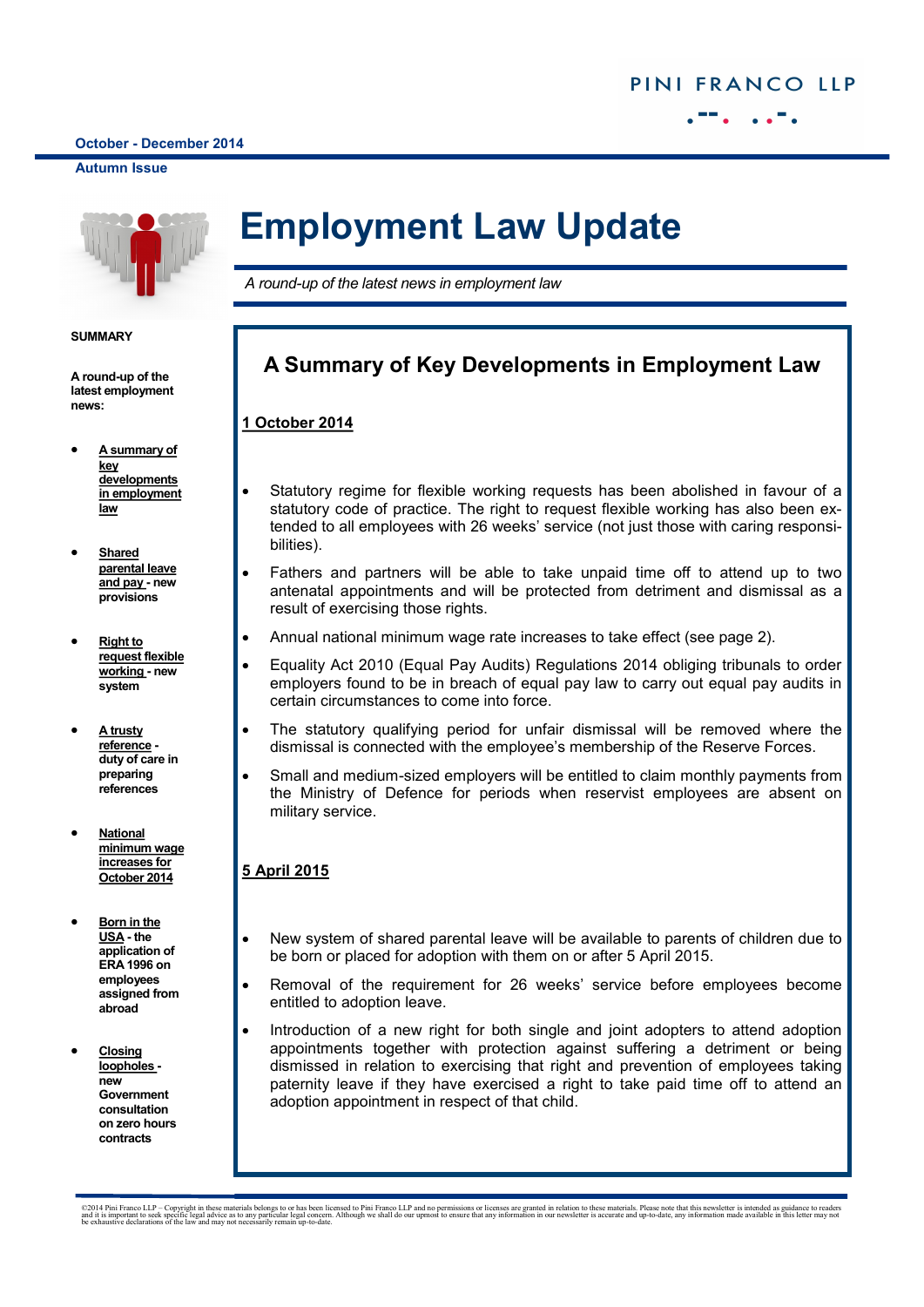PINI FRANCO LLP

October - December 2014

Autumn Issue

# Employment Law Update

*A round-up of the latest news in employment law*

**SUMMARY**

**A round-up of the latest employment news:**

- **A summary of key developments in employment law**
- **Shared parental leave and pay - new provisions**
- **Right to request flexible working - new system**
- **A trusty reference - duty of care in preparing references**
- **National minimum wage increases for October 2014**
- **Born in the USA - the application of ERA 1996 on employees assigned from abroad**
- **Closing loopholes - new Government consultation on zero hours contracts**

## A Summary of Key Developments in Employment Law

### 1 October 2014

- Statutory regime for flexible working requests has been abolished in favour of a statutory code of practice. The right to request flexible working has also been extended to all employees with 26 weeks' service (not just those with caring responsibilities).
- Fathers and partners will be able to take unpaid time off to attend up to two antenatal appointments and will be protected from detriment and dismissal as a result of exercising those rights.
- Annual national minimum wage rate increases to take effect (see page 2).
- Equality Act 2010 (Equal Pay Audits) Regulations 2014 obliging tribunals to order employers found to be in breach of equal pay law to carry out equal pay audits in certain circumstances to come into force.
- The statutory qualifying period for unfair dismissal will be removed where the dismissal is connected with the employee's membership of the Reserve Forces.
- Small and medium-sized employers will be entitled to claim monthly payments from the Ministry of Defence for periods when reservist employees are absent on military service.

### 5 April 2015

- New system of shared parental leave will be available to parents of children due to be born or placed for adoption with them on or after 5 April 2015.
- Removal of the requirement for 26 weeks' service before employees become entitled to adoption leave.
- Introduction of a new right for both single and joint adopters to attend adoption appointments together with protection against suffering a detriment or being dismissed in relation to exercising that right and prevention of employees taking paternity leave if they have exercised a right to take paid time off to attend an adoption appointment in respect of that child.

©2014 Pini Franco LLP – Copyright in these materials belongs to or has been licensed to Pini Franco LLP and no permissions or licenses are granted in relation to these materials. Please note that this newsletter is intended as guidance to readers and it is important to seek specific legal advice as to any particular legal concern. Although we shall do our upmost to ensure that any information in our newsletter is accurate and up-to-date, any information made available in this letter may not be exhaustive declarations of the law and may not necessarily remain up-to-date.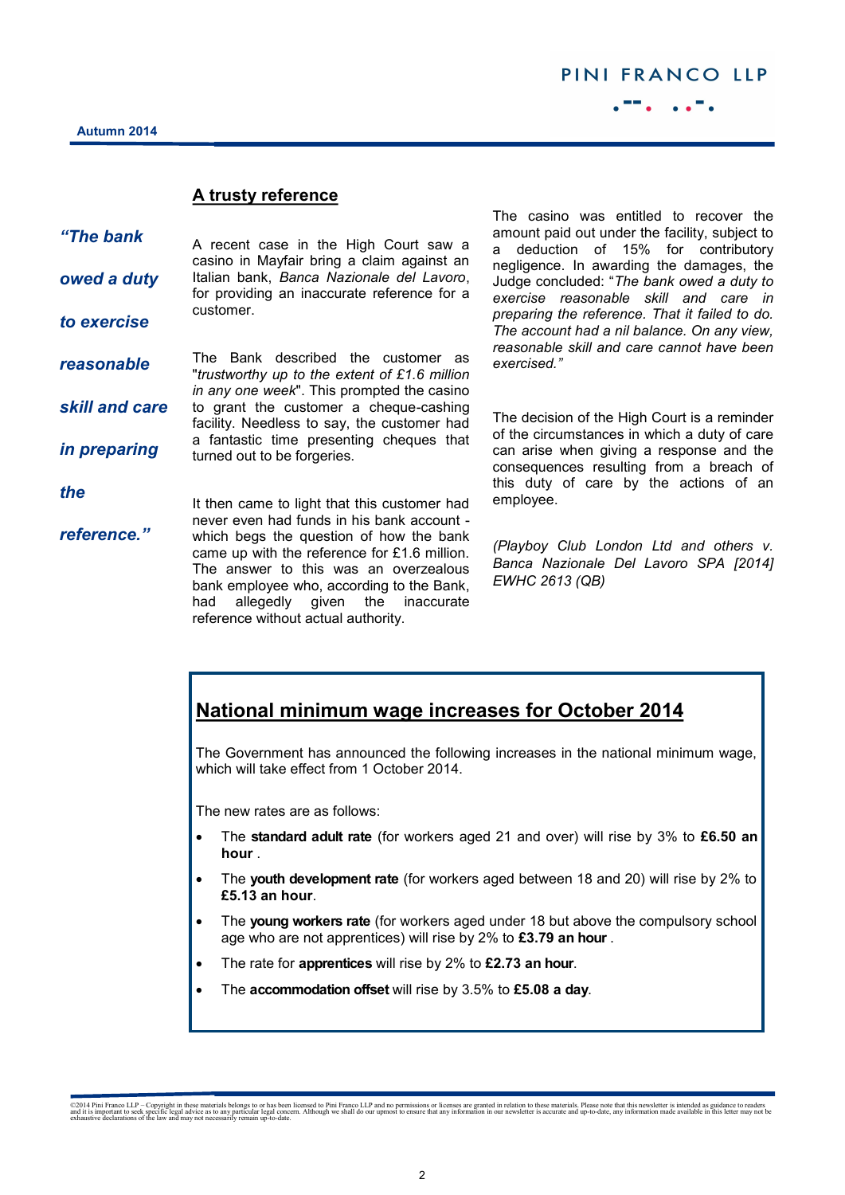## A trusty reference

*"The bank owed a duty to exercise reasonable skill and care in preparing the reference."*

A recent case in the High Court saw a casino in Mayfair bring a claim against an Italian bank, *Banca Nazionale del Lavoro*, for providing an inaccurate reference for a customer.

The Bank described the customer as "*trustworthy up to the extent of £1.6 million in any one week*". This prompted the casino to grant the customer a cheque-cashing facility. Needless to say, the customer had a fantastic time presenting cheques that turned out to be forgeries.

It then came to light that this customer had never even had funds in his bank account - which begs the question of how the bank came up with the reference for £1.6 million. The answer to this was an overzealous bank employee who, according to the Bank, had allegedly given the inaccurate reference without actual authority.

The casino was entitled to recover the amount paid out under the facility, subject to a deduction of 15% for contributory negligence. In awarding the damages, the Judge concluded: "*The bank owed a duty to exercise reasonable skill and care in preparing the reference. That it failed to do. The account had a nil balance. On any view, reasonable skill and care cannot have been exercised.*"

The decision of the High Court is a reminder of the circumstances in which a duty of care can arise when giving a response and the consequences resulting from a breach of this duty of care by the actions of an employee.

*(Playboy Club London Ltd and others v. Banca Nazionale Del Lavoro SPA [2014] EWHC 2613 (QB)*

## National minimum wage increases for October 2014

The Government has announced the following increases in the national minimum wage, which will take effect from 1 October 2014.

The new rates are as follows:

- The **standard adult rate** (for workers aged 21 and over) will rise by 3% to **£6.50 an hour** .
- The **youth development rate** (for workers aged between 18 and 20) will rise by 2% to **£5.13 an hour**.
- The **young workers rate** (for workers aged under 18 but above the compulsory school age who are not apprentices) will rise by 2% to **£3.79 an hour** .
- The rate for **apprentices** will rise by 2% to **£2.73 an hour**.
- The **accommodation offset** will rise by 3.5% to **£5.08 a day**.

©2014 Pini Franco LLP – Copyright in these materials belongs to or has been licensed to Pini Franco LLP and no permissions or licenses are granted in relation to these materials. Please note that this newsletter is intended as guidance to readers and it is important to seek specific legal advice as to any particular legal concern. Although we shall do our upmost to ensure that any information in our newsletter is accurate and up-to-date, any information made available in this letter may not be exhaustive declarations of the law and may not necessarily remain up-to-date.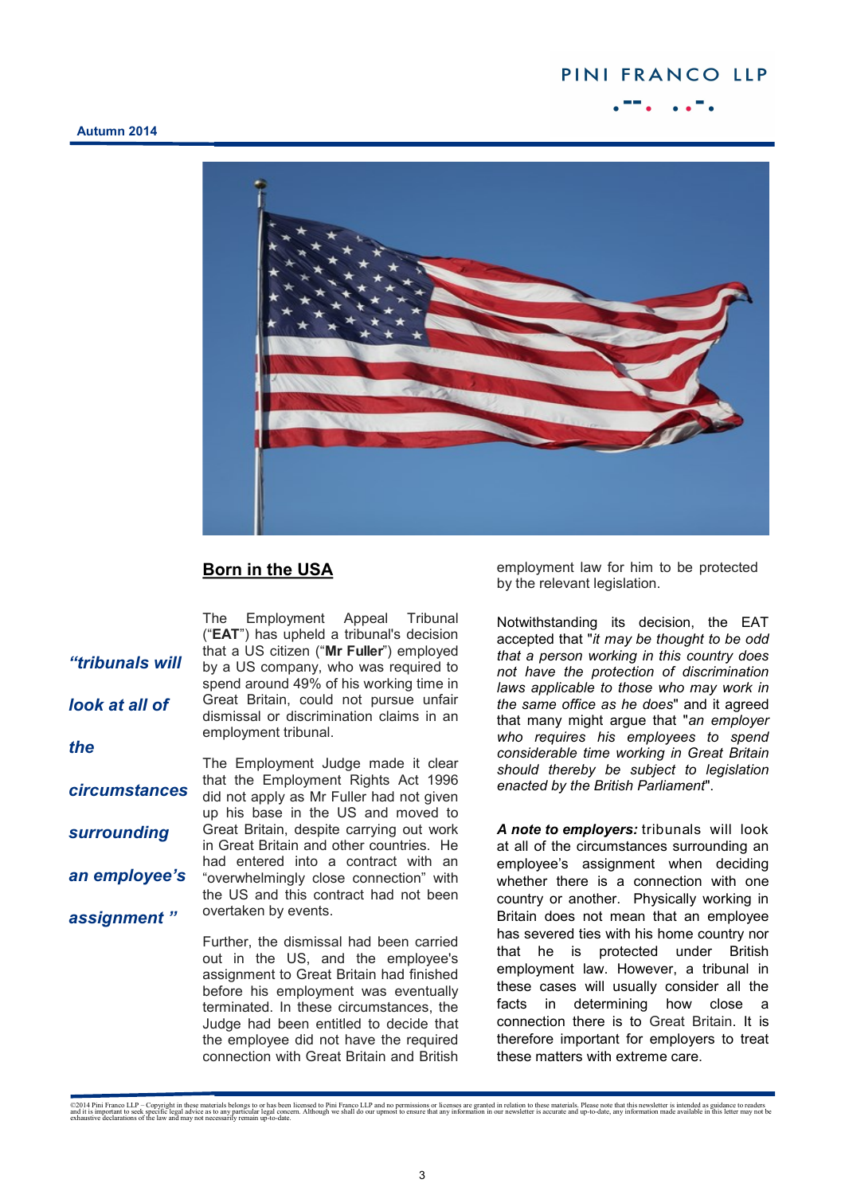## Born in the USA

> *"tribunals will look at all of the circumstances surrounding an employee's assignment "*

The Employment Appeal Tribunal ("**EAT**") has upheld a tribunal's decision that a US citizen ("**Mr Fuller**") employed by a US company, who was required to spend around 49% of his working time in Great Britain, could not pursue unfair dismissal or discrimination claims in an employment tribunal.

The Employment Judge made it clear that the Employment Rights Act 1996 did not apply as Mr Fuller had not given up his base in the US and moved to Great Britain, despite carrying out work in Great Britain and other countries. He had entered into a contract with an "overwhelmingly close connection" with the US and this contract had not been overtaken by events.

Further, the dismissal had been carried out in the US, and the employee's assignment to Great Britain had finished before his employment was eventually terminated. In these circumstances, the Judge had been entitled to decide that the employee did not have the required connection with Great Britain and British employment law for him to be protected by the relevant legislation.

Notwithstanding its decision, the EAT accepted that "*it may be thought to be odd that a person working in this country does not have the protection of discrimination laws applicable to those who may work in the same office as he does*" and it agreed that many might argue that "*an employer who requires his employees to spend considerable time working in Great Britain should thereby be subject to legislation enacted by the British Parliament*".

***A note to employers:*** tribunals will look at all of the circumstances surrounding an employee's assignment when deciding whether there is a connection with one country or another. Physically working in Britain does not mean that an employee has severed ties with his home country nor that he is protected under British employment law. However, a tribunal in these cases will usually consider all the facts in determining how close a connection there is to Great Britain. It is therefore important for employers to treat these matters with extreme care.

©2014 Pini Franco LLP – Copyright in these materials belongs to or has been licensed to Pini Franco LLP and no permissions or licenses are granted in relation to these materials. Please note that this newsletter is intended as guidance to readers and it is important to seek specific legal advice as to any particular legal concern. Although we shall do our upmost to ensure that any information in our newsletter is accurate and up-to-date, any information made available in this letter may not be exhaustive declarations of the law and may not necessarily remain up-to-date.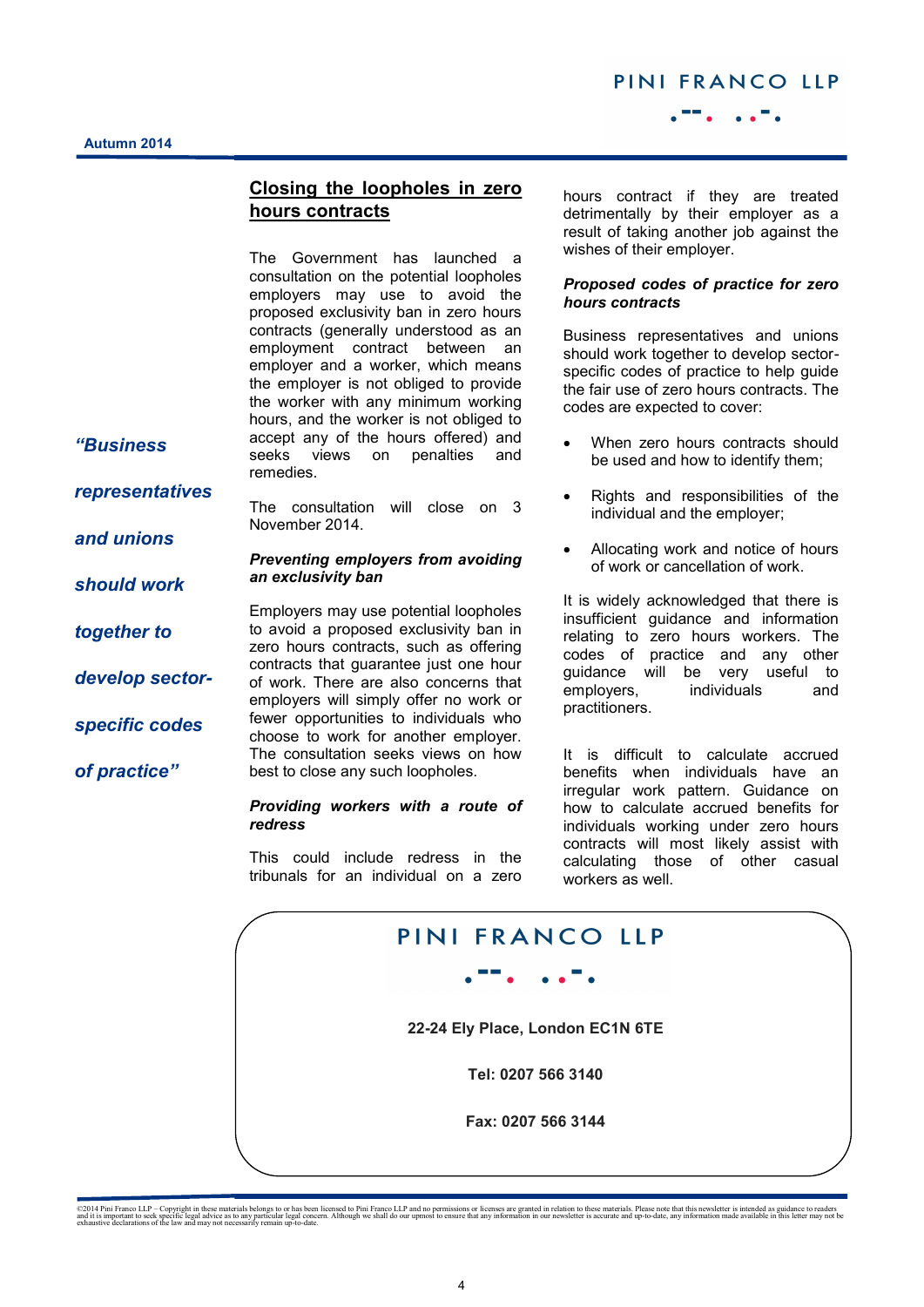## Closing the loopholes in zero hours contracts

The Government has launched a consultation on the potential loopholes employers may use to avoid the proposed exclusivity ban in zero hours contracts (generally understood as an employment contract between an employer and a worker, which means the employer is not obliged to provide the worker with any minimum working hours, and the worker is not obliged to accept any of the hours offered) and seeks views on penalties and remedies.

The consultation will close on 3 November 2014.

***Preventing employers from avoiding an exclusivity ban***

Employers may use potential loopholes to avoid a proposed exclusivity ban in zero hours contracts, such as offering contracts that guarantee just one hour of work. There are also concerns that employers will simply offer no work or fewer opportunities to individuals who choose to work for another employer. The consultation seeks views on how best to close any such loopholes.

***Providing workers with a route of redress***

This could include redress in the tribunals for an individual on a zero hours contract if they are treated detrimentally by their employer as a result of taking another job against the wishes of their employer.

***Proposed codes of practice for zero hours contracts***

Business representatives and unions should work together to develop sector-specific codes of practice to help guide the fair use of zero hours contracts. The codes are expected to cover:

- When zero hours contracts should be used and how to identify them;
- Rights and responsibilities of the individual and the employer;
- Allocating work and notice of hours of work or cancellation of work.

It is widely acknowledged that there is insufficient guidance and information relating to zero hours workers. The codes of practice and any other guidance will be very useful to employers, individuals and practitioners.

It is difficult to calculate accrued benefits when individuals have an irregular work pattern. Guidance on how to calculate accrued benefits for individuals working under zero hours contracts will most likely assist with calculating those of other casual workers as well.

*"Business representatives and unions should work together to develop sector-specific codes of practice"*

**PINI FRANCO LLP**

**22-24 Ely Place, London EC1N 6TE**

**Tel: 0207 566 3140**

**Fax: 0207 566 3144**

©2014 Pini Franco LLP – Copyright in these materials belongs to or has been licensed to Pini Franco LLP and no permissions or licenses are granted in relation to these materials. Please note that this newsletter is intended as guidance to readers and it is important to seek specific legal advice as to any particular legal concern. Although we shall do our upmost to ensure that any information in our newsletter is accurate and up-to-date, any information made available in this letter may not be exhaustive declarations of the law and may not necessarily remain up-to-date.